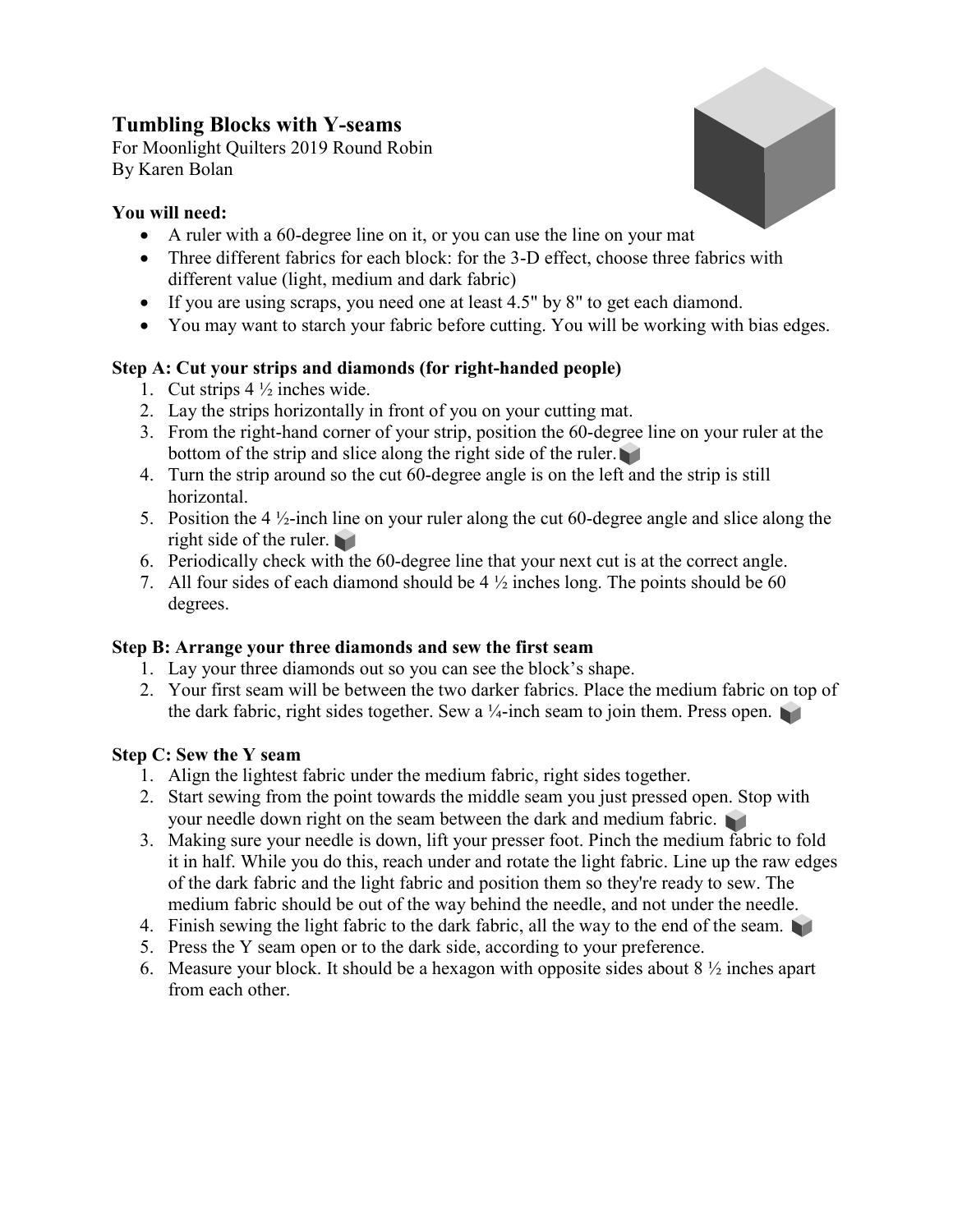# Tumbling Blocks with Y-seams

For Moonlight Quilters 2019 Round Robin
By Karen Bolan

### You will need:

- A ruler with a 60-degree line on it, or you can use the line on your mat
- Three different fabrics for each block: for the 3-D effect, choose three fabrics with different value (light, medium and dark fabric)
- If you are using scraps, you need one at least 4.5" by 8" to get each diamond.
- You may want to starch your fabric before cutting. You will be working with bias edges.

### Step A: Cut your strips and diamonds (for right-handed people)

1. Cut strips 4 ½ inches wide.
2. Lay the strips horizontally in front of you on your cutting mat.
3. From the right-hand corner of your strip, position the 60-degree line on your ruler at the bottom of the strip and slice along the right side of the ruler.
4. Turn the strip around so the cut 60-degree angle is on the left and the strip is still horizontal.
5. Position the 4 ½-inch line on your ruler along the cut 60-degree angle and slice along the right side of the ruler.
6. Periodically check with the 60-degree line that your next cut is at the correct angle.
7. All four sides of each diamond should be 4 ½ inches long. The points should be 60 degrees.

### Step B: Arrange your three diamonds and sew the first seam

1. Lay your three diamonds out so you can see the block's shape.
2. Your first seam will be between the two darker fabrics. Place the medium fabric on top of the dark fabric, right sides together. Sew a ¼-inch seam to join them. Press open.

### Step C: Sew the Y seam

1. Align the lightest fabric under the medium fabric, right sides together.
2. Start sewing from the point towards the middle seam you just pressed open. Stop with your needle down right on the seam between the dark and medium fabric.
3. Making sure your needle is down, lift your presser foot. Pinch the medium fabric to fold it in half. While you do this, reach under and rotate the light fabric. Line up the raw edges of the dark fabric and the light fabric and position them so they're ready to sew. The medium fabric should be out of the way behind the needle, and not under the needle.
4. Finish sewing the light fabric to the dark fabric, all the way to the end of the seam.
5. Press the Y seam open or to the dark side, according to your preference.
6. Measure your block. It should be a hexagon with opposite sides about 8 ½ inches apart from each other.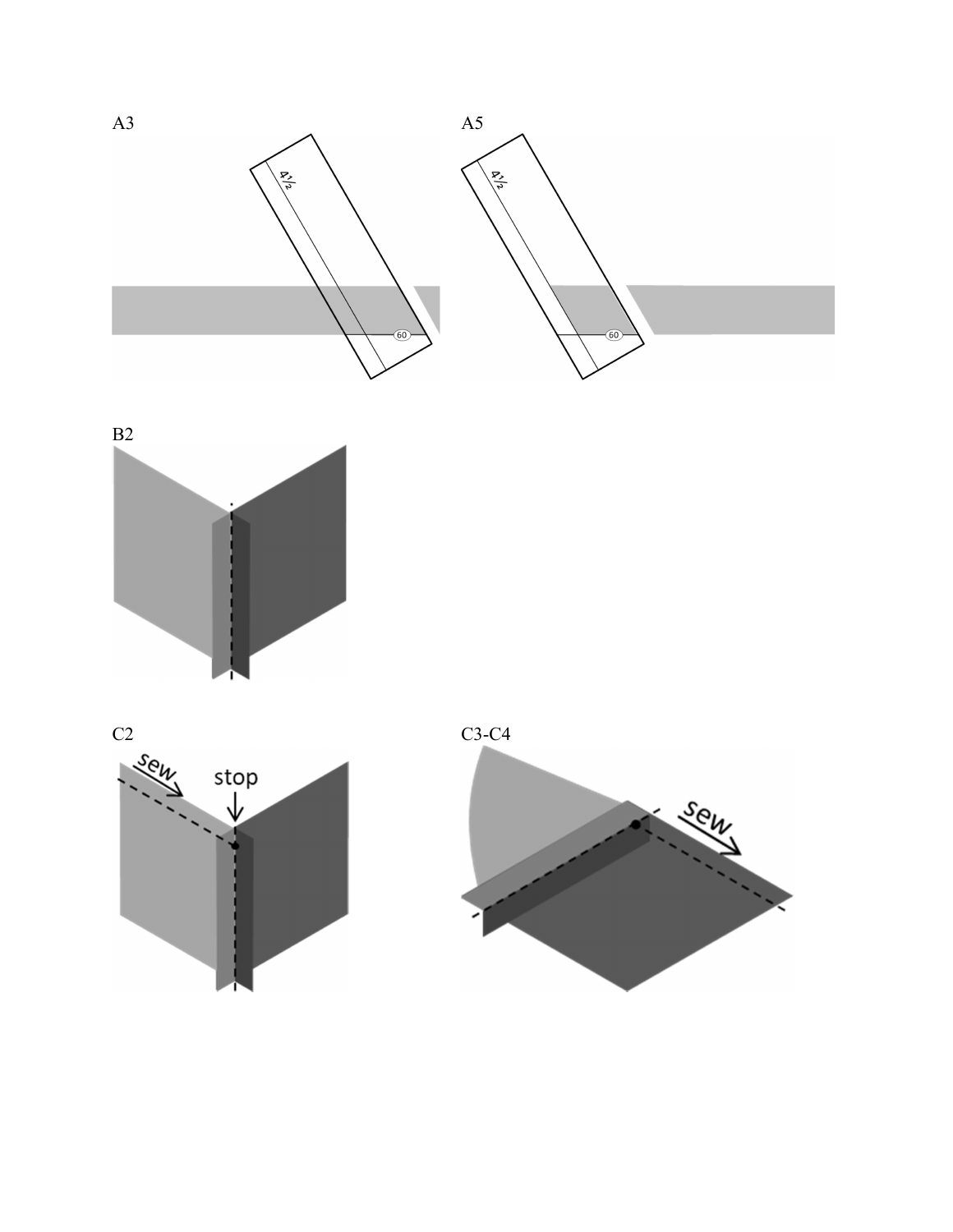A3

4½

60

A5

4½

60

B2

C2

sew

stop

C3-C4

sew